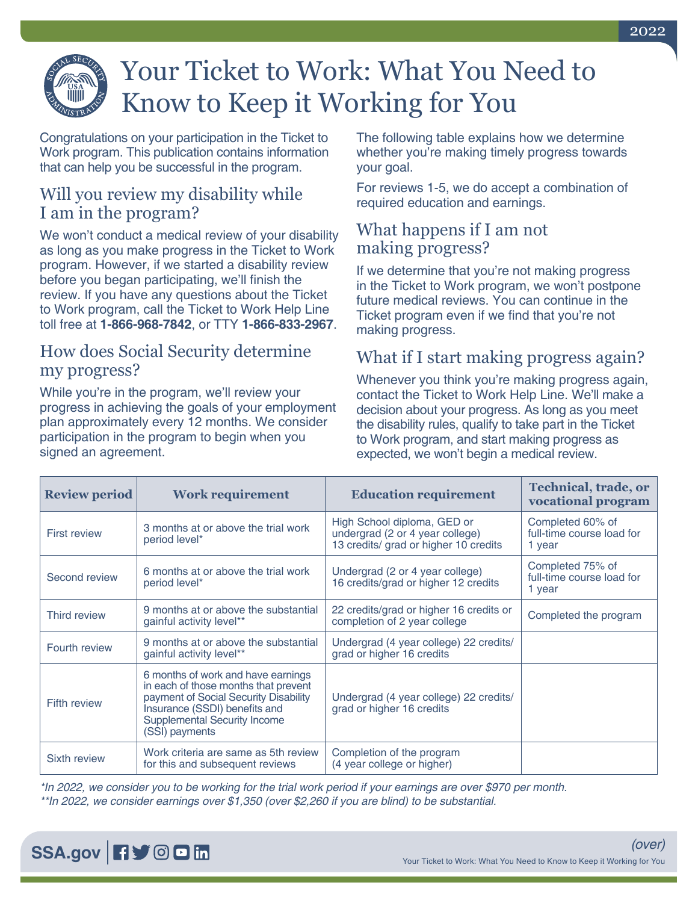# Your Ticket to Work: What You Need to Know to Keep it Working for You

Congratulations on your participation in the Ticket to Work program. This publication contains information that can help you be successful in the program.

## Will you review my disability while I am in the program?

We won't conduct a medical review of your disability as long as you make progress in the Ticket to Work program. However, if we started a disability review before you began participating, we'll finish the review. If you have any questions about the Ticket to Work program, call the Ticket to Work Help Line toll free at **1-866-968-7842**, or TTY **1-866-833-2967**.

## How does Social Security determine my progress?

While you're in the program, we'll review your progress in achieving the goals of your employment plan approximately every 12 months. We consider participation in the program to begin when you signed an agreement.

The following table explains how we determine whether you're making timely progress towards your goal.

For reviews 1-5, we do accept a combination of required education and earnings.

## What happens if I am not making progress?

If we determine that you're not making progress in the Ticket to Work program, we won't postpone future medical reviews. You can continue in the Ticket program even if we find that you're not making progress.

## What if I start making progress again?

Whenever you think you're making progress again, contact the Ticket to Work Help Line. We'll make a decision about your progress. As long as you meet the disability rules, qualify to take part in the Ticket to Work program, and start making progress as expected, we won't begin a medical review.

| Review period | Work requirement | Education requirement | Technical, trade, or vocational program |
|---|---|---|---|
| First review | 3 months at or above the trial work period level* | High School diploma, GED or undergrad (2 or 4 year college) 13 credits/ grad or higher 10 credits | Completed 60% of full-time course load for 1 year |
| Second review | 6 months at or above the trial work period level* | Undergrad (2 or 4 year college) 16 credits/grad or higher 12 credits | Completed 75% of full-time course load for 1 year |
| Third review | 9 months at or above the substantial gainful activity level** | 22 credits/grad or higher 16 credits or completion of 2 year college | Completed the program |
| Fourth review | 9 months at or above the substantial gainful activity level** | Undergrad (4 year college) 22 credits/ grad or higher 16 credits | |
| Fifth review | 6 months of work and have earnings in each of those months that prevent payment of Social Security Disability Insurance (SSDI) benefits and Supplemental Security Income (SSI) payments | Undergrad (4 year college) 22 credits/ grad or higher 16 credits | |
| Sixth review | Work criteria are same as 5th review for this and subsequent reviews | Completion of the program (4 year college or higher) | |

*\*In 2022, we consider you to be working for the trial work period if your earnings are over $970 per month.*
*\*\*In 2022, we consider earnings over $1,350 (over $2,260 if you are blind) to be substantial.*

*(over)*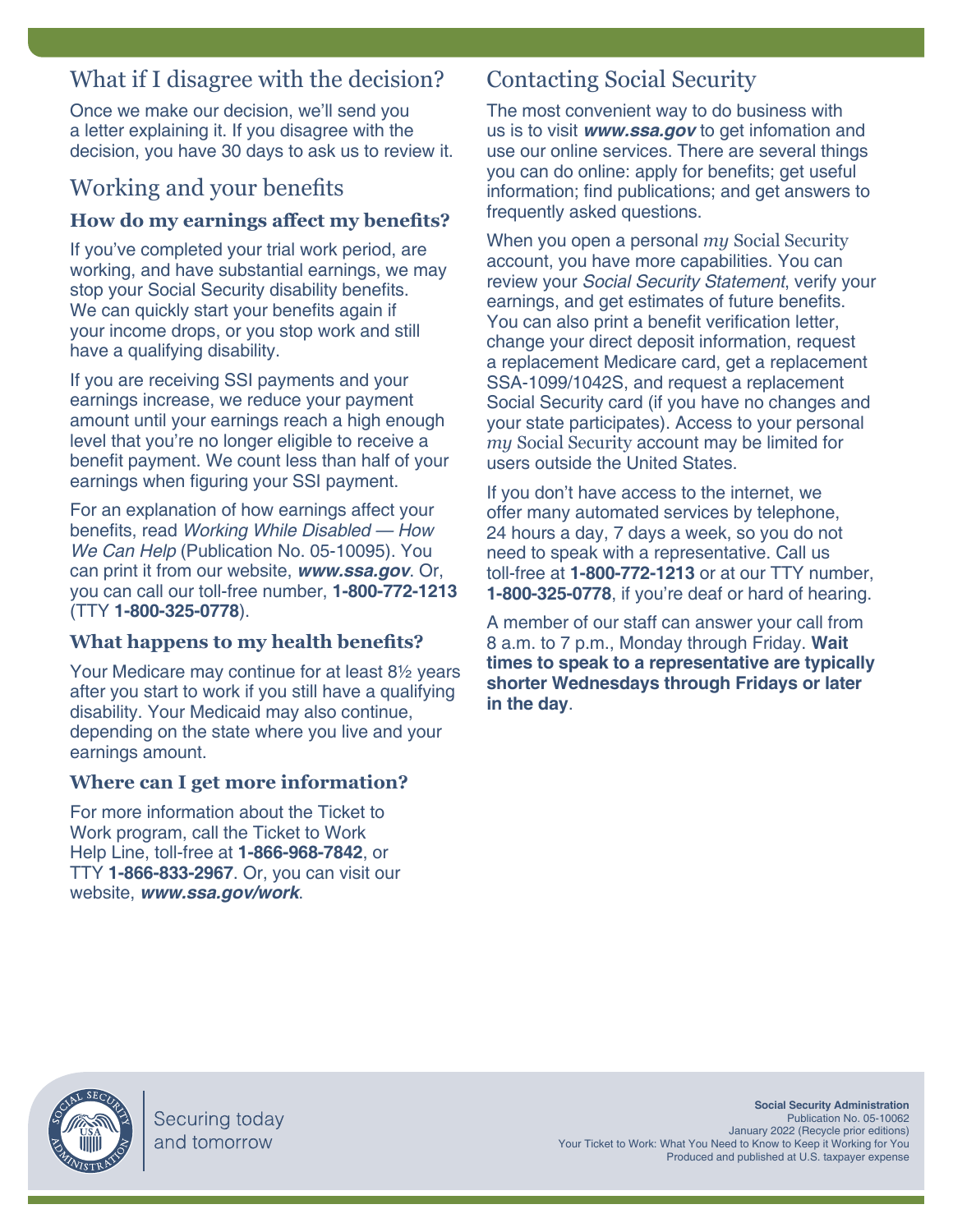## What if I disagree with the decision?

Once we make our decision, we'll send you a letter explaining it. If you disagree with the decision, you have 30 days to ask us to review it.

## Working and your benefits

### How do my earnings affect my benefits?

If you've completed your trial work period, are working, and have substantial earnings, we may stop your Social Security disability benefits. We can quickly start your benefits again if your income drops, or you stop work and still have a qualifying disability.

If you are receiving SSI payments and your earnings increase, we reduce your payment amount until your earnings reach a high enough level that you're no longer eligible to receive a benefit payment. We count less than half of your earnings when figuring your SSI payment.

For an explanation of how earnings affect your benefits, read *Working While Disabled — How We Can Help* (Publication No. 05-10095). You can print it from our website, ***www.ssa.gov***. Or, you can call our toll-free number, **1-800-772-1213** (TTY **1-800-325-0778**).

### What happens to my health benefits?

Your Medicare may continue for at least 8½ years after you start to work if you still have a qualifying disability. Your Medicaid may also continue, depending on the state where you live and your earnings amount.

### Where can I get more information?

For more information about the Ticket to Work program, call the Ticket to Work Help Line, toll-free at **1-866-968-7842**, or TTY **1-866-833-2967**. Or, you can visit our website, ***www.ssa.gov/work***.

## Contacting Social Security

The most convenient way to do business with us is to visit ***www.ssa.gov*** to get infomation and use our online services. There are several things you can do online: apply for benefits; get useful information; find publications; and get answers to frequently asked questions.

When you open a personal *my* Social Security account, you have more capabilities. You can review your *Social Security Statement*, verify your earnings, and get estimates of future benefits. You can also print a benefit verification letter, change your direct deposit information, request a replacement Medicare card, get a replacement SSA-1099/1042S, and request a replacement Social Security card (if you have no changes and your state participates). Access to your personal *my* Social Security account may be limited for users outside the United States.

If you don't have access to the internet, we offer many automated services by telephone, 24 hours a day, 7 days a week, so you do not need to speak with a representative. Call us toll-free at **1-800-772-1213** or at our TTY number, **1-800-325-0778**, if you're deaf or hard of hearing.

A member of our staff can answer your call from 8 a.m. to 7 p.m., Monday through Friday. **Wait times to speak to a representative are typically shorter Wednesdays through Fridays or later in the day**.

Securing today and tomorrow

**Social Security Administration**
Publication No. 05-10062
January 2022 (Recycle prior editions)
Your Ticket to Work: What You Need to Know to Keep it Working for You
Produced and published at U.S. taxpayer expense